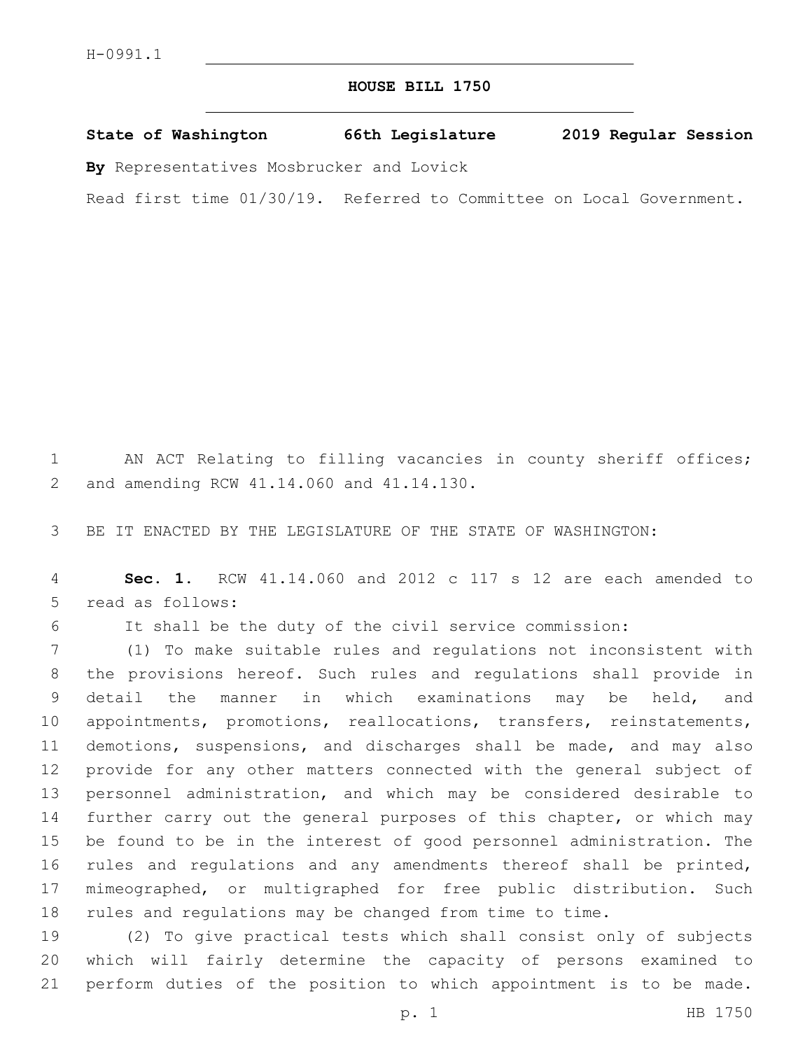H-0991.1

# HOUSE BILL 1750

**State of Washington 66th Legislature 2019 Regular Session**

**By** Representatives Mosbrucker and Lovick

Read first time 01/30/19. Referred to Committee on Local Government.

AN ACT Relating to filling vacancies in county sheriff offices; and amending RCW 41.14.060 and 41.14.130.

BE IT ENACTED BY THE LEGISLATURE OF THE STATE OF WASHINGTON:

**Sec. 1.** RCW 41.14.060 and 2012 c 117 s 12 are each amended to read as follows:

It shall be the duty of the civil service commission:

(1) To make suitable rules and regulations not inconsistent with the provisions hereof. Such rules and regulations shall provide in detail the manner in which examinations may be held, and appointments, promotions, reallocations, transfers, reinstatements, demotions, suspensions, and discharges shall be made, and may also provide for any other matters connected with the general subject of personnel administration, and which may be considered desirable to further carry out the general purposes of this chapter, or which may be found to be in the interest of good personnel administration. The rules and regulations and any amendments thereof shall be printed, mimeographed, or multigraphed for free public distribution. Such rules and regulations may be changed from time to time.

(2) To give practical tests which shall consist only of subjects which will fairly determine the capacity of persons examined to perform duties of the position to which appointment is to be made.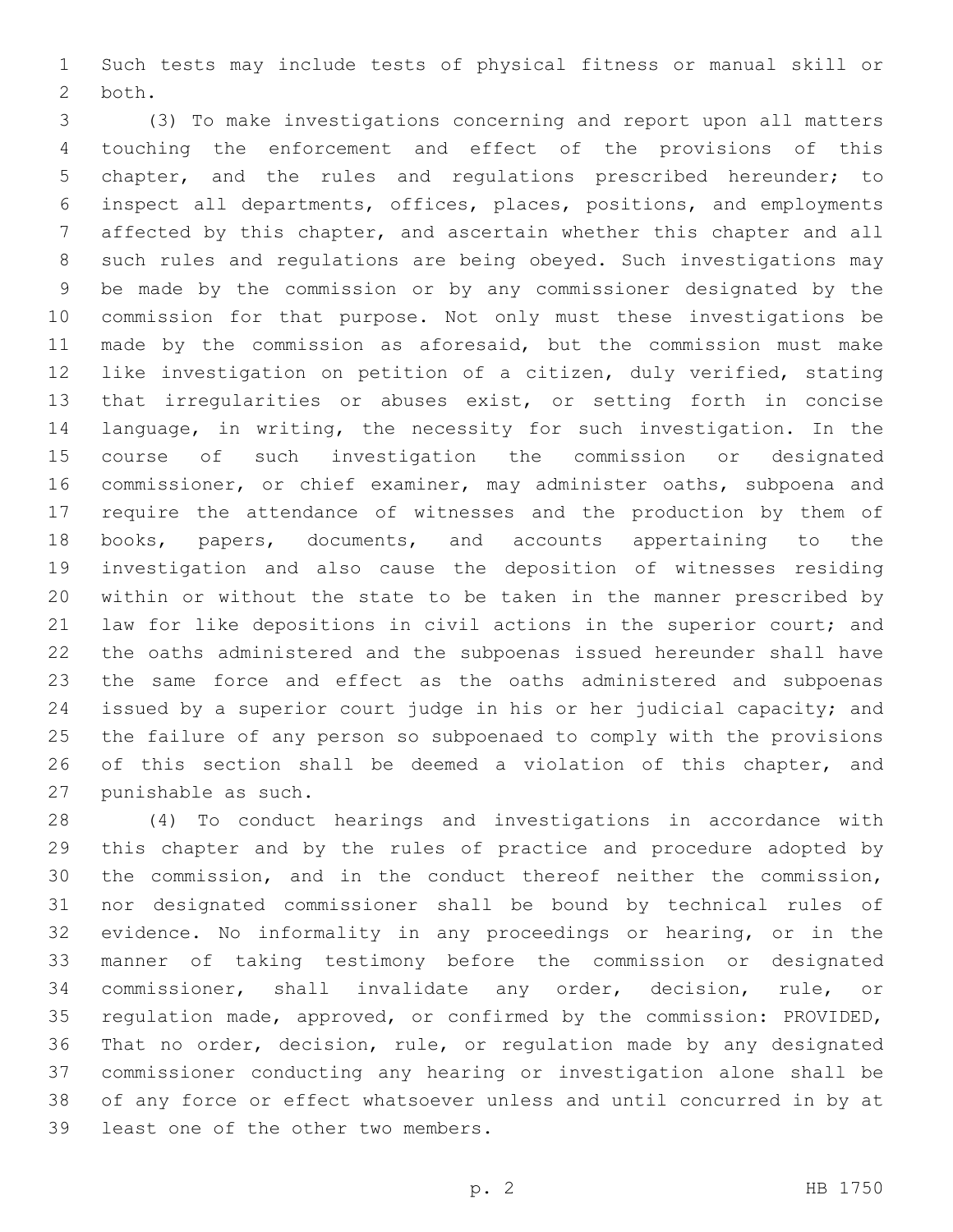Such tests may include tests of physical fitness or manual skill or both.

(3) To make investigations concerning and report upon all matters touching the enforcement and effect of the provisions of this chapter, and the rules and regulations prescribed hereunder; to inspect all departments, offices, places, positions, and employments affected by this chapter, and ascertain whether this chapter and all such rules and regulations are being obeyed. Such investigations may be made by the commission or by any commissioner designated by the commission for that purpose. Not only must these investigations be made by the commission as aforesaid, but the commission must make like investigation on petition of a citizen, duly verified, stating that irregularities or abuses exist, or setting forth in concise language, in writing, the necessity for such investigation. In the course of such investigation the commission or designated commissioner, or chief examiner, may administer oaths, subpoena and require the attendance of witnesses and the production by them of books, papers, documents, and accounts appertaining to the investigation and also cause the deposition of witnesses residing within or without the state to be taken in the manner prescribed by law for like depositions in civil actions in the superior court; and the oaths administered and the subpoenas issued hereunder shall have the same force and effect as the oaths administered and subpoenas issued by a superior court judge in his or her judicial capacity; and the failure of any person so subpoenaed to comply with the provisions of this section shall be deemed a violation of this chapter, and punishable as such.

(4) To conduct hearings and investigations in accordance with this chapter and by the rules of practice and procedure adopted by the commission, and in the conduct thereof neither the commission, nor designated commissioner shall be bound by technical rules of evidence. No informality in any proceedings or hearing, or in the manner of taking testimony before the commission or designated commissioner, shall invalidate any order, decision, rule, or regulation made, approved, or confirmed by the commission: PROVIDED, That no order, decision, rule, or regulation made by any designated commissioner conducting any hearing or investigation alone shall be of any force or effect whatsoever unless and until concurred in by at least one of the other two members.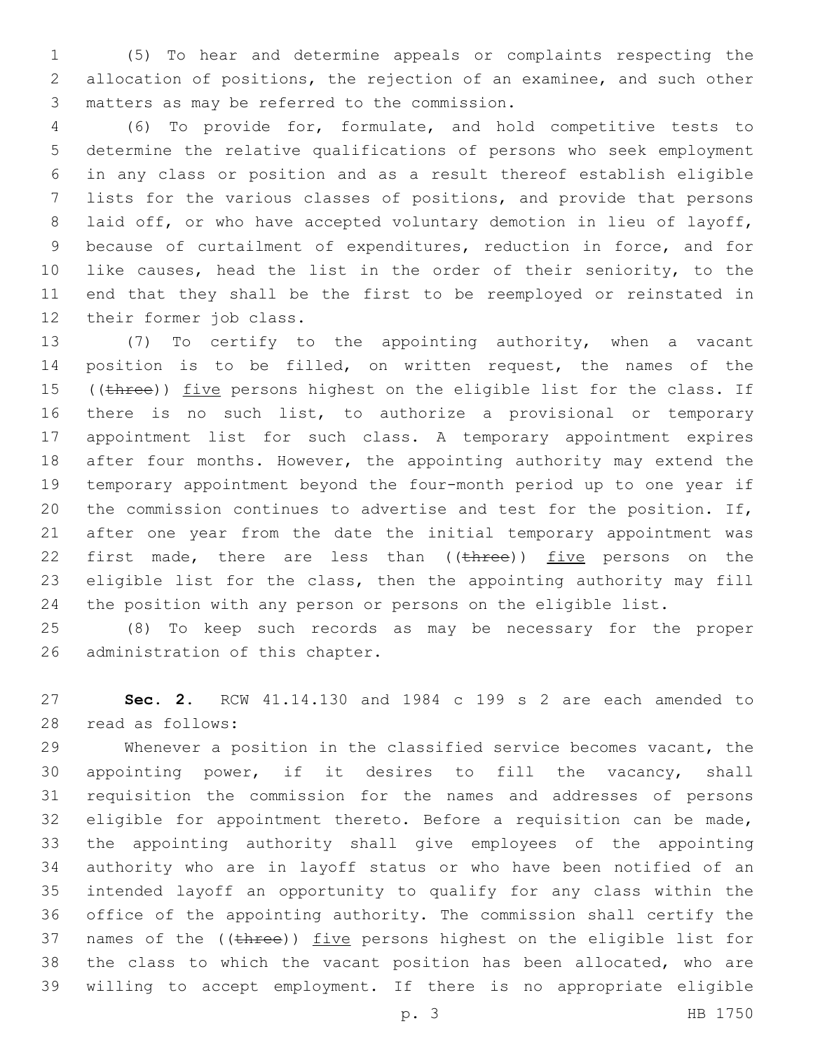(5) To hear and determine appeals or complaints respecting the allocation of positions, the rejection of an examinee, and such other matters as may be referred to the commission.

(6) To provide for, formulate, and hold competitive tests to determine the relative qualifications of persons who seek employment in any class or position and as a result thereof establish eligible lists for the various classes of positions, and provide that persons laid off, or who have accepted voluntary demotion in lieu of layoff, because of curtailment of expenditures, reduction in force, and for like causes, head the list in the order of their seniority, to the end that they shall be the first to be reemployed or reinstated in their former job class.

(7) To certify to the appointing authority, when a vacant position is to be filled, on written request, the names of the ((~~three~~)) five persons highest on the eligible list for the class. If there is no such list, to authorize a provisional or temporary appointment list for such class. A temporary appointment expires after four months. However, the appointing authority may extend the temporary appointment beyond the four-month period up to one year if the commission continues to advertise and test for the position. If, after one year from the date the initial temporary appointment was first made, there are less than ((~~three~~)) five persons on the eligible list for the class, then the appointing authority may fill the position with any person or persons on the eligible list.

(8) To keep such records as may be necessary for the proper administration of this chapter.

**Sec. 2.** RCW 41.14.130 and 1984 c 199 s 2 are each amended to read as follows:

Whenever a position in the classified service becomes vacant, the appointing power, if it desires to fill the vacancy, shall requisition the commission for the names and addresses of persons eligible for appointment thereto. Before a requisition can be made, the appointing authority shall give employees of the appointing authority who are in layoff status or who have been notified of an intended layoff an opportunity to qualify for any class within the office of the appointing authority. The commission shall certify the names of the ((~~three~~)) five persons highest on the eligible list for the class to which the vacant position has been allocated, who are willing to accept employment. If there is no appropriate eligible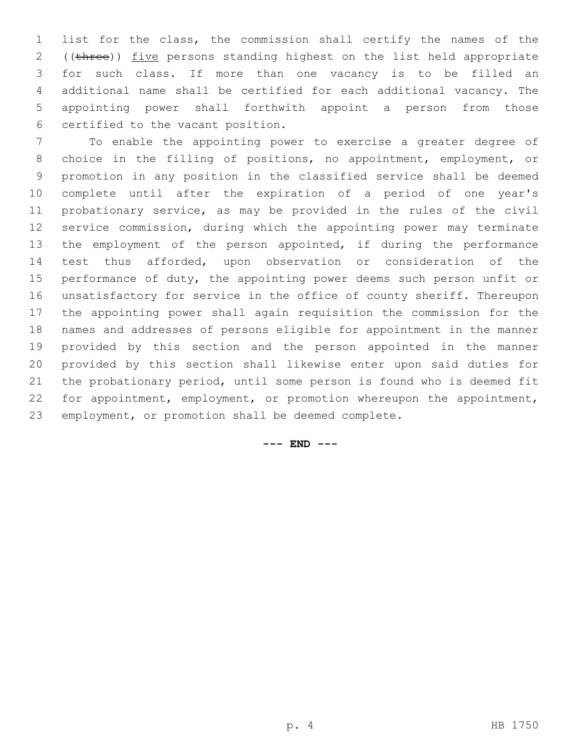list for the class, the commission shall certify the names of the ((~~three~~)) <u>five</u> persons standing highest on the list held appropriate for such class. If more than one vacancy is to be filled an additional name shall be certified for each additional vacancy. The appointing power shall forthwith appoint a person from those certified to the vacant position.

To enable the appointing power to exercise a greater degree of choice in the filling of positions, no appointment, employment, or promotion in any position in the classified service shall be deemed complete until after the expiration of a period of one year's probationary service, as may be provided in the rules of the civil service commission, during which the appointing power may terminate the employment of the person appointed, if during the performance test thus afforded, upon observation or consideration of the performance of duty, the appointing power deems such person unfit or unsatisfactory for service in the office of county sheriff. Thereupon the appointing power shall again requisition the commission for the names and addresses of persons eligible for appointment in the manner provided by this section and the person appointed in the manner provided by this section shall likewise enter upon said duties for the probationary period, until some person is found who is deemed fit for appointment, employment, or promotion whereupon the appointment, employment, or promotion shall be deemed complete.

**--- END ---**